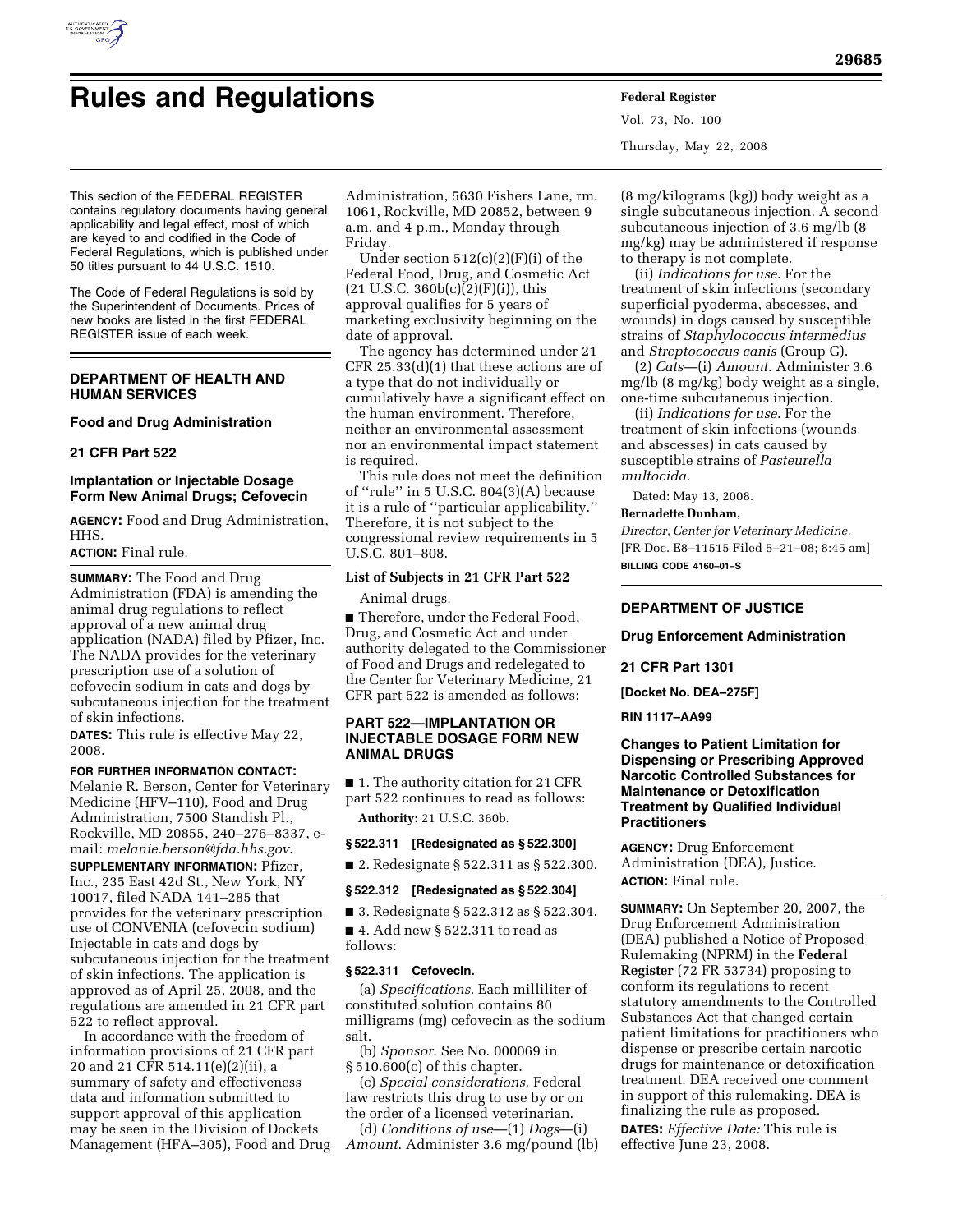# Rules and Regulations

This section of the FEDERAL REGISTER contains regulatory documents having general applicability and legal effect, most of which are keyed to and codified in the Code of Federal Regulations, which is published under 50 titles pursuant to 44 U.S.C. 1510.

The Code of Federal Regulations is sold by the Superintendent of Documents. Prices of new books are listed in the first FEDERAL REGISTER issue of each week.

## DEPARTMENT OF HEALTH AND HUMAN SERVICES

### Food and Drug Administration

### 21 CFR Part 522

### Implantation or Injectable Dosage Form New Animal Drugs; Cefovecin

**AGENCY:** Food and Drug Administration, HHS.

**ACTION:** Final rule.

**SUMMARY:** The Food and Drug Administration (FDA) is amending the animal drug regulations to reflect approval of a new animal drug application (NADA) filed by Pfizer, Inc. The NADA provides for the veterinary prescription use of a solution of cefovecin sodium in cats and dogs by subcutaneous injection for the treatment of skin infections.

**DATES:** This rule is effective May 22, 2008.

**FOR FURTHER INFORMATION CONTACT:** Melanie R. Berson, Center for Veterinary Medicine (HFV–110), Food and Drug Administration, 7500 Standish Pl., Rockville, MD 20855, 240–276–8337, e-mail: *melanie.berson@fda.hhs.gov*.

**SUPPLEMENTARY INFORMATION:** Pfizer, Inc., 235 East 42d St., New York, NY 10017, filed NADA 141–285 that provides for the veterinary prescription use of CONVENIA (cefovecin sodium) Injectable in cats and dogs by subcutaneous injection for the treatment of skin infections. The application is approved as of April 25, 2008, and the regulations are amended in 21 CFR part 522 to reflect approval.

In accordance with the freedom of information provisions of 21 CFR part 20 and 21 CFR 514.11(e)(2)(ii), a summary of safety and effectiveness data and information submitted to support approval of this application may be seen in the Division of Dockets Management (HFA–305), Food and Drug Administration, 5630 Fishers Lane, rm. 1061, Rockville, MD 20852, between 9 a.m. and 4 p.m., Monday through Friday.

Under section 512(c)(2)(F)(i) of the Federal Food, Drug, and Cosmetic Act (21 U.S.C. 360b(c)(2)(F)(i)), this approval qualifies for 5 years of marketing exclusivity beginning on the date of approval.

The agency has determined under 21 CFR 25.33(d)(1) that these actions are of a type that do not individually or cumulatively have a significant effect on the human environment. Therefore, neither an environmental assessment nor an environmental impact statement is required.

This rule does not meet the definition of ''rule'' in 5 U.S.C. 804(3)(A) because it is a rule of ''particular applicability.'' Therefore, it is not subject to the congressional review requirements in 5 U.S.C. 801–808.

**List of Subjects in 21 CFR Part 522**

Animal drugs.

■ Therefore, under the Federal Food, Drug, and Cosmetic Act and under authority delegated to the Commissioner of Food and Drugs and redelegated to the Center for Veterinary Medicine, 21 CFR part 522 is amended as follows:

#### PART 522—IMPLANTATION OR INJECTABLE DOSAGE FORM NEW ANIMAL DRUGS

■ 1. The authority citation for 21 CFR part 522 continues to read as follows:

**Authority:** 21 U.S.C. 360b.

**§ 522.311 [Redesignated as § 522.300]**

■ 2. Redesignate § 522.311 as § 522.300.

**§ 522.312 [Redesignated as § 522.304]**

■ 3. Redesignate § 522.312 as § 522.304.

■ 4. Add new § 522.311 to read as follows:

**§ 522.311 Cefovecin.**

(a) *Specifications*. Each milliliter of constituted solution contains 80 milligrams (mg) cefovecin as the sodium salt.

(b) *Sponsor*. See No. 000069 in § 510.600(c) of this chapter.

(c) *Special considerations*. Federal law restricts this drug to use by or on the order of a licensed veterinarian.

(d) *Conditions of use*—(1) *Dogs*—(i) *Amount*. Administer 3.6 mg/pound (lb) (8 mg/kilograms (kg)) body weight as a single subcutaneous injection. A second subcutaneous injection of 3.6 mg/lb (8 mg/kg) may be administered if response to therapy is not complete.

(ii) *Indications for use*. For the treatment of skin infections (secondary superficial pyoderma, abscesses, and wounds) in dogs caused by susceptible strains of *Staphylococcus intermedius* and *Streptococcus canis* (Group G).

(2) *Cats*—(i) *Amount*. Administer 3.6 mg/lb (8 mg/kg) body weight as a single, one-time subcutaneous injection.

(ii) *Indications for use*. For the treatment of skin infections (wounds and abscesses) in cats caused by susceptible strains of *Pasteurella multocida*.

Dated: May 13, 2008.

**Bernadette Dunham,**

*Director, Center for Veterinary Medicine.*

[FR Doc. E8–11515 Filed 5–21–08; 8:45 am]

**BILLING CODE 4160–01–S**

## DEPARTMENT OF JUSTICE

### Drug Enforcement Administration

### 21 CFR Part 1301

**[Docket No. DEA–275F]**

**RIN 1117–AA99**

### Changes to Patient Limitation for Dispensing or Prescribing Approved Narcotic Controlled Substances for Maintenance or Detoxification Treatment by Qualified Individual Practitioners

**AGENCY:** Drug Enforcement Administration (DEA), Justice.

**ACTION:** Final rule.

**SUMMARY:** On September 20, 2007, the Drug Enforcement Administration (DEA) published a Notice of Proposed Rulemaking (NPRM) in the **Federal Register** (72 FR 53734) proposing to conform its regulations to recent statutory amendments to the Controlled Substances Act that changed certain patient limitations for practitioners who dispense or prescribe certain narcotic drugs for maintenance or detoxification treatment. DEA received one comment in support of this rulemaking. DEA is finalizing the rule as proposed.

**DATES:** *Effective Date:* This rule is effective June 23, 2008.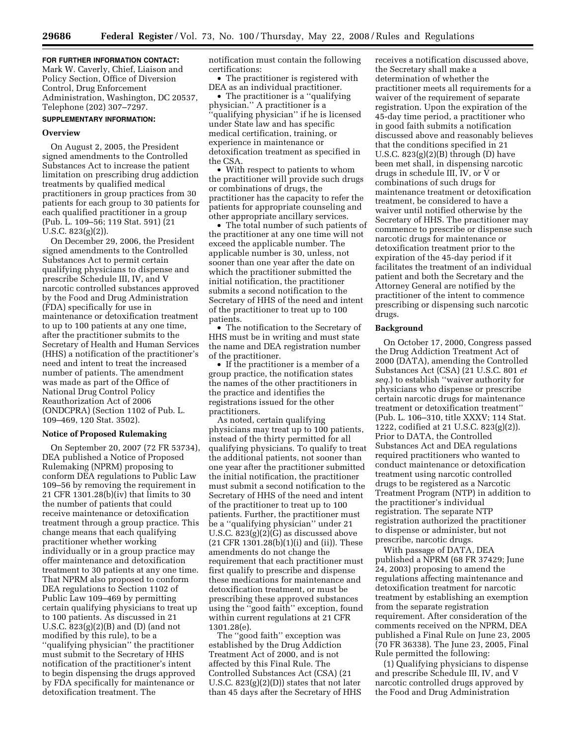**FOR FURTHER INFORMATION CONTACT:** Mark W. Caverly, Chief, Liaison and Policy Section, Office of Diversion Control, Drug Enforcement Administration, Washington, DC 20537, Telephone (202) 307–7297.

**SUPPLEMENTARY INFORMATION:**

**Overview**

On August 2, 2005, the President signed amendments to the Controlled Substances Act to increase the patient limitation on prescribing drug addiction treatments by qualified medical practitioners in group practices from 30 patients for each group to 30 patients for each qualified practitioner in a group (Pub. L. 109–56; 119 Stat. 591) (21 U.S.C. 823(g)(2)).

On December 29, 2006, the President signed amendments to the Controlled Substances Act to permit certain qualifying physicians to dispense and prescribe Schedule III, IV, and V narcotic controlled substances approved by the Food and Drug Administration (FDA) specifically for use in maintenance or detoxification treatment to up to 100 patients at any one time, after the practitioner submits to the Secretary of Health and Human Services (HHS) a notification of the practitioner's need and intent to treat the increased number of patients. The amendment was made as part of the Office of National Drug Control Policy Reauthorization Act of 2006 (ONDCPRA) (Section 1102 of Pub. L. 109–469, 120 Stat. 3502).

**Notice of Proposed Rulemaking**

On September 20, 2007 (72 FR 53734), DEA published a Notice of Proposed Rulemaking (NPRM) proposing to conform DEA regulations to Public Law 109–56 by removing the requirement in 21 CFR 1301.28(b)(iv) that limits to 30 the number of patients that could receive maintenance or detoxification treatment through a group practice. This change means that each qualifying practitioner whether working individually or in a group practice may offer maintenance and detoxification treatment to 30 patients at any one time. That NPRM also proposed to conform DEA regulations to Section 1102 of Public Law 109–469 by permitting certain qualifying physicians to treat up to 100 patients. As discussed in 21 U.S.C. 823(g)(2)(B) and (D) (and not modified by this rule), to be a "qualifying physician" the practitioner must submit to the Secretary of HHS notification of the practitioner's intent to begin dispensing the drugs approved by FDA specifically for maintenance or detoxification treatment. The notification must contain the following certifications:

- The practitioner is registered with DEA as an individual practitioner.
- The practitioner is a "qualifying physician." A practitioner is a "qualifying physician" if he is licensed under State law and has specific medical certification, training, or experience in maintenance or detoxification treatment as specified in the CSA.
- With respect to patients to whom the practitioner will provide such drugs or combinations of drugs, the practitioner has the capacity to refer the patients for appropriate counseling and other appropriate ancillary services.
- The total number of such patients of the practitioner at any one time will not exceed the applicable number. The applicable number is 30, unless, not sooner than one year after the date on which the practitioner submitted the initial notification, the practitioner submits a second notification to the Secretary of HHS of the need and intent of the practitioner to treat up to 100 patients.
- The notification to the Secretary of HHS must be in writing and must state the name and DEA registration number of the practitioner.
- If the practitioner is a member of a group practice, the notification states the names of the other practitioners in the practice and identifies the registrations issued for the other practitioners.

As noted, certain qualifying physicians may treat up to 100 patients, instead of the thirty permitted for all qualifying physicians. To qualify to treat the additional patients, not sooner than one year after the practitioner submitted the initial notification, the practitioner must submit a second notification to the Secretary of HHS of the need and intent of the practitioner to treat up to 100 patients. Further, the practitioner must be a "qualifying physician" under 21 U.S.C. 823(g)(2)(G) as discussed above (21 CFR 1301.28(b)(1)(i) and (ii)). These amendments do not change the requirement that each practitioner must first qualify to prescribe and dispense these medications for maintenance and detoxification treatment, or must be prescribing these approved substances using the "good faith" exception, found within current regulations at 21 CFR 1301.28(e).

The "good faith" exception was established by the Drug Addiction Treatment Act of 2000, and is not affected by this Final Rule. The Controlled Substances Act (CSA) (21 U.S.C. 823(g)(2)(D)) states that not later than 45 days after the Secretary of HHS receives a notification discussed above, the Secretary shall make a determination of whether the practitioner meets all requirements for a waiver of the requirement of separate registration. Upon the expiration of the 45-day time period, a practitioner who in good faith submits a notification discussed above and reasonably believes that the conditions specified in 21 U.S.C. 823(g)(2)(B) through (D) have been met shall, in dispensing narcotic drugs in schedule III, IV, or V or combinations of such drugs for maintenance treatment or detoxification treatment, be considered to have a waiver until notified otherwise by the Secretary of HHS. The practitioner may commence to prescribe or dispense such narcotic drugs for maintenance or detoxification treatment prior to the expiration of the 45-day period if it facilitates the treatment of an individual patient and both the Secretary and the Attorney General are notified by the practitioner of the intent to commence prescribing or dispensing such narcotic drugs.

**Background**

On October 17, 2000, Congress passed the Drug Addiction Treatment Act of 2000 (DATA), amending the Controlled Substances Act (CSA) (21 U.S.C. 801 *et seq.*) to establish "waiver authority for physicians who dispense or prescribe certain narcotic drugs for maintenance treatment or detoxification treatment" (Pub. L. 106–310, title XXXV; 114 Stat. 1222, codified at 21 U.S.C. 823(g)(2)). Prior to DATA, the Controlled Substances Act and DEA regulations required practitioners who wanted to conduct maintenance or detoxification treatment using narcotic controlled drugs to be registered as a Narcotic Treatment Program (NTP) in addition to the practitioner's individual registration. The separate NTP registration authorized the practitioner to dispense or administer, but not prescribe, narcotic drugs.

With passage of DATA, DEA published a NPRM (68 FR 37429; June 24, 2003) proposing to amend the regulations affecting maintenance and detoxification treatment for narcotic treatment by establishing an exemption from the separate registration requirement. After consideration of the comments received on the NPRM, DEA published a Final Rule on June 23, 2005 (70 FR 36338). The June 23, 2005, Final Rule permitted the following:

(1) Qualifying physicians to dispense and prescribe Schedule III, IV, and V narcotic controlled drugs approved by the Food and Drug Administration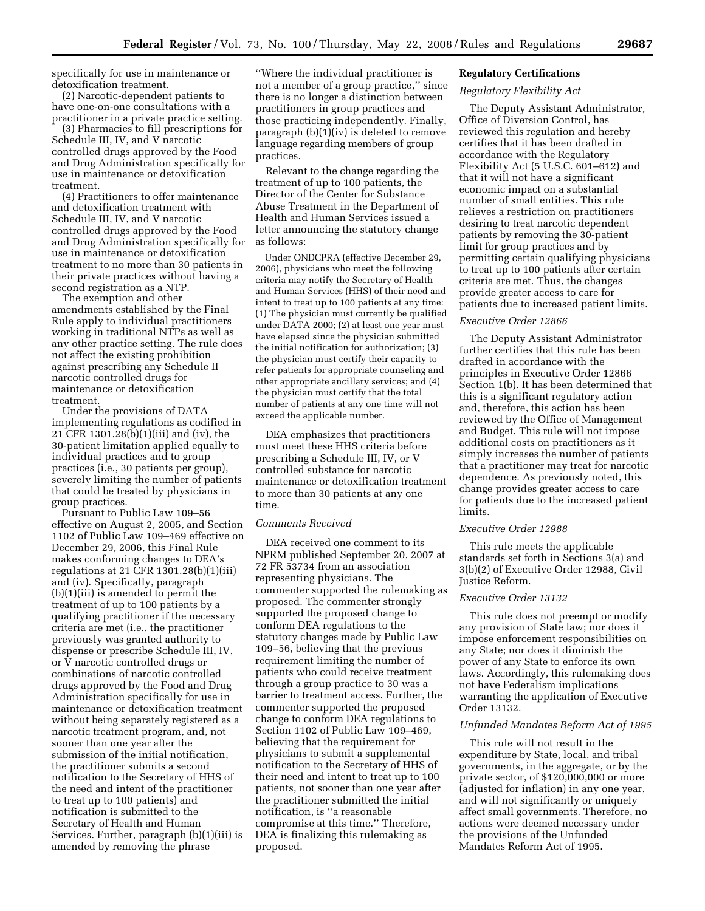specifically for use in maintenance or detoxification treatment.

(2) Narcotic-dependent patients to have one-on-one consultations with a practitioner in a private practice setting.

(3) Pharmacies to fill prescriptions for Schedule III, IV, and V narcotic controlled drugs approved by the Food and Drug Administration specifically for use in maintenance or detoxification treatment.

(4) Practitioners to offer maintenance and detoxification treatment with Schedule III, IV, and V narcotic controlled drugs approved by the Food and Drug Administration specifically for use in maintenance or detoxification treatment to no more than 30 patients in their private practices without having a second registration as a NTP.

The exemption and other amendments established by the Final Rule apply to individual practitioners working in traditional NTPs as well as any other practice setting. The rule does not affect the existing prohibition against prescribing any Schedule II narcotic controlled drugs for maintenance or detoxification treatment.

Under the provisions of DATA implementing regulations as codified in 21 CFR 1301.28(b)(1)(iii) and (iv), the 30-patient limitation applied equally to individual practices and to group practices (i.e., 30 patients per group), severely limiting the number of patients that could be treated by physicians in group practices.

Pursuant to Public Law 109–56 effective on August 2, 2005, and Section 1102 of Public Law 109–469 effective on December 29, 2006, this Final Rule makes conforming changes to DEA's regulations at 21 CFR 1301.28(b)(1)(iii) and (iv). Specifically, paragraph (b)(1)(iii) is amended to permit the treatment of up to 100 patients by a qualifying practitioner if the necessary criteria are met (i.e., the practitioner previously was granted authority to dispense or prescribe Schedule III, IV, or V narcotic controlled drugs or combinations of narcotic controlled drugs approved by the Food and Drug Administration specifically for use in maintenance or detoxification treatment without being separately registered as a narcotic treatment program, and, not sooner than one year after the submission of the initial notification, the practitioner submits a second notification to the Secretary of HHS of the need and intent of the practitioner to treat up to 100 patients) and notification is submitted to the Secretary of Health and Human Services. Further, paragraph (b)(1)(iii) is amended by removing the phrase ''Where the individual practitioner is not a member of a group practice,'' since there is no longer a distinction between practitioners in group practices and those practicing independently. Finally, paragraph (b)(1)(iv) is deleted to remove language regarding members of group practices.

Relevant to the change regarding the treatment of up to 100 patients, the Director of the Center for Substance Abuse Treatment in the Department of Health and Human Services issued a letter announcing the statutory change as follows:

> Under ONDCPRA (effective December 29, 2006), physicians who meet the following criteria may notify the Secretary of Health and Human Services (HHS) of their need and intent to treat up to 100 patients at any time: (1) The physician must currently be qualified under DATA 2000; (2) at least one year must have elapsed since the physician submitted the initial notification for authorization; (3) the physician must certify their capacity to refer patients for appropriate counseling and other appropriate ancillary services; and (4) the physician must certify that the total number of patients at any one time will not exceed the applicable number.

DEA emphasizes that practitioners must meet these HHS criteria before prescribing a Schedule III, IV, or V controlled substance for narcotic maintenance or detoxification treatment to more than 30 patients at any one time.

### *Comments Received*

DEA received one comment to its NPRM published September 20, 2007 at 72 FR 53734 from an association representing physicians. The commenter supported the rulemaking as proposed. The commenter strongly supported the proposed change to conform DEA regulations to the statutory changes made by Public Law 109–56, believing that the previous requirement limiting the number of patients who could receive treatment through a group practice to 30 was a barrier to treatment access. Further, the commenter supported the proposed change to conform DEA regulations to Section 1102 of Public Law 109–469, believing that the requirement for physicians to submit a supplemental notification to the Secretary of HHS of their need and intent to treat up to 100 patients, not sooner than one year after the practitioner submitted the initial notification, is ''a reasonable compromise at this time.'' Therefore, DEA is finalizing this rulemaking as proposed.

## Regulatory Certifications

### *Regulatory Flexibility Act*

The Deputy Assistant Administrator, Office of Diversion Control, has reviewed this regulation and hereby certifies that it has been drafted in accordance with the Regulatory Flexibility Act (5 U.S.C. 601–612) and that it will not have a significant economic impact on a substantial number of small entities. This rule relieves a restriction on practitioners desiring to treat narcotic dependent patients by removing the 30-patient limit for group practices and by permitting certain qualifying physicians to treat up to 100 patients after certain criteria are met. Thus, the changes provide greater access to care for patients due to increased patient limits.

### *Executive Order 12866*

The Deputy Assistant Administrator further certifies that this rule has been drafted in accordance with the principles in Executive Order 12866 Section 1(b). It has been determined that this is a significant regulatory action and, therefore, this action has been reviewed by the Office of Management and Budget. This rule will not impose additional costs on practitioners as it simply increases the number of patients that a practitioner may treat for narcotic dependence. As previously noted, this change provides greater access to care for patients due to the increased patient limits.

### *Executive Order 12988*

This rule meets the applicable standards set forth in Sections 3(a) and 3(b)(2) of Executive Order 12988, Civil Justice Reform.

### *Executive Order 13132*

This rule does not preempt or modify any provision of State law; nor does it impose enforcement responsibilities on any State; nor does it diminish the power of any State to enforce its own laws. Accordingly, this rulemaking does not have Federalism implications warranting the application of Executive Order 13132.

### *Unfunded Mandates Reform Act of 1995*

This rule will not result in the expenditure by State, local, and tribal governments, in the aggregate, or by the private sector, of $120,000,000 or more (adjusted for inflation) in any one year, and will not significantly or uniquely affect small governments. Therefore, no actions were deemed necessary under the provisions of the Unfunded Mandates Reform Act of 1995.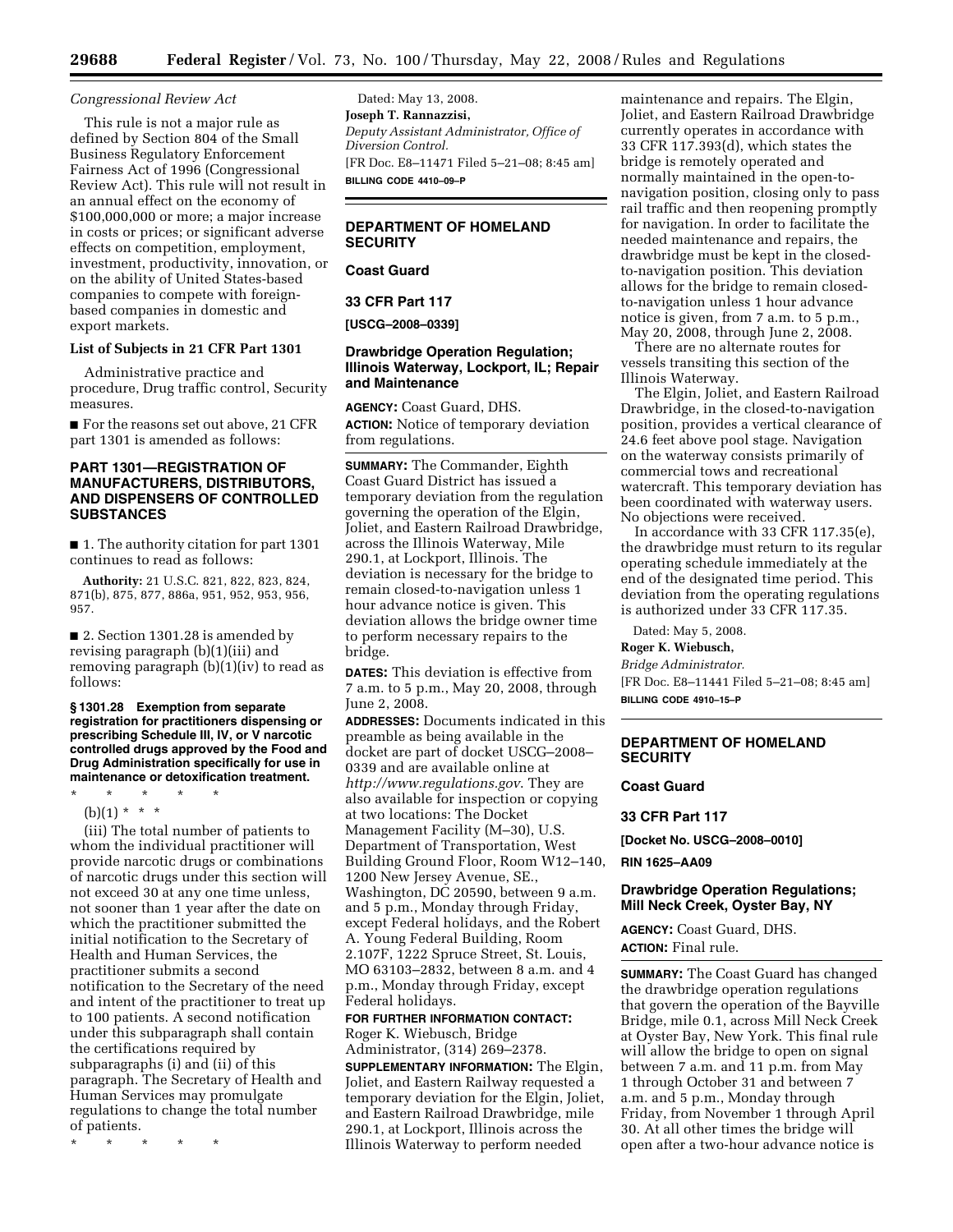*Congressional Review Act*

This rule is not a major rule as defined by Section 804 of the Small Business Regulatory Enforcement Fairness Act of 1996 (Congressional Review Act). This rule will not result in an annual effect on the economy of $100,000,000 or more; a major increase in costs or prices; or significant adverse effects on competition, employment, investment, productivity, innovation, or on the ability of United States-based companies to compete with foreign-based companies in domestic and export markets.

**List of Subjects in 21 CFR Part 1301**

Administrative practice and procedure, Drug traffic control, Security measures.

■ For the reasons set out above, 21 CFR part 1301 is amended as follows:

## PART 1301—REGISTRATION OF MANUFACTURERS, DISTRIBUTORS, AND DISPENSERS OF CONTROLLED SUBSTANCES

■ 1. The authority citation for part 1301 continues to read as follows:

**Authority:** 21 U.S.C. 821, 822, 823, 824, 871(b), 875, 877, 886a, 951, 952, 953, 956, 957.

■ 2. Section 1301.28 is amended by revising paragraph (b)(1)(iii) and removing paragraph (b)(1)(iv) to read as follows:

**§ 1301.28 Exemption from separate registration for practitioners dispensing or prescribing Schedule III, IV, or V narcotic controlled drugs approved by the Food and Drug Administration specifically for use in maintenance or detoxification treatment.**

\* \* \* \* \*

(b)(1) \* \* \*

(iii) The total number of patients to whom the individual practitioner will provide narcotic drugs or combinations of narcotic drugs under this section will not exceed 30 at any one time unless, not sooner than 1 year after the date on which the practitioner submitted the initial notification to the Secretary of Health and Human Services, the practitioner submits a second notification to the Secretary of the need and intent of the practitioner to treat up to 100 patients. A second notification under this subparagraph shall contain the certifications required by subparagraphs (i) and (ii) of this paragraph. The Secretary of Health and Human Services may promulgate regulations to change the total number of patients.

\* \* \* \* \*

Dated: May 13, 2008.

**Joseph T. Rannazzisi,**

*Deputy Assistant Administrator, Office of Diversion Control.*

[FR Doc. E8–11471 Filed 5–21–08; 8:45 am]

**BILLING CODE 4410–09–P**

---

## DEPARTMENT OF HOMELAND SECURITY

### Coast Guard

### 33 CFR Part 117

**[USCG–2008–0339]**

### Drawbridge Operation Regulation; Illinois Waterway, Lockport, IL; Repair and Maintenance

**AGENCY:** Coast Guard, DHS.

**ACTION:** Notice of temporary deviation from regulations.

**SUMMARY:** The Commander, Eighth Coast Guard District has issued a temporary deviation from the regulation governing the operation of the Elgin, Joliet, and Eastern Railroad Drawbridge, across the Illinois Waterway, Mile 290.1, at Lockport, Illinois. The deviation is necessary for the bridge to remain closed-to-navigation unless 1 hour advance notice is given. This deviation allows the bridge owner time to perform necessary repairs to the bridge.

**DATES:** This deviation is effective from 7 a.m. to 5 p.m., May 20, 2008, through June 2, 2008.

**ADDRESSES:** Documents indicated in this preamble as being available in the docket are part of docket USCG–2008–0339 and are available online at *http://www.regulations.gov*. They are also available for inspection or copying at two locations: The Docket Management Facility (M–30), U.S. Department of Transportation, West Building Ground Floor, Room W12–140, 1200 New Jersey Avenue, SE., Washington, DC 20590, between 9 a.m. and 5 p.m., Monday through Friday, except Federal holidays, and the Robert A. Young Federal Building, Room 2.107F, 1222 Spruce Street, St. Louis, MO 63103–2832, between 8 a.m. and 4 p.m., Monday through Friday, except Federal holidays.

**FOR FURTHER INFORMATION CONTACT:** Roger K. Wiebusch, Bridge Administrator, (314) 269–2378.

**SUPPLEMENTARY INFORMATION:** The Elgin, Joliet, and Eastern Railway requested a temporary deviation for the Elgin, Joliet, and Eastern Railroad Drawbridge, mile 290.1, at Lockport, Illinois across the Illinois Waterway to perform needed maintenance and repairs. The Elgin, Joliet, and Eastern Railroad Drawbridge currently operates in accordance with 33 CFR 117.393(d), which states the bridge is remotely operated and normally maintained in the open-to-navigation position, closing only to pass rail traffic and then reopening promptly for navigation. In order to facilitate the needed maintenance and repairs, the drawbridge must be kept in the closed-to-navigation position. This deviation allows for the bridge to remain closed-to-navigation unless 1 hour advance notice is given, from 7 a.m. to 5 p.m., May 20, 2008, through June 2, 2008.

There are no alternate routes for vessels transiting this section of the Illinois Waterway.

The Elgin, Joliet, and Eastern Railroad Drawbridge, in the closed-to-navigation position, provides a vertical clearance of 24.6 feet above pool stage. Navigation on the waterway consists primarily of commercial tows and recreational watercraft. This temporary deviation has been coordinated with waterway users. No objections were received.

In accordance with 33 CFR 117.35(e), the drawbridge must return to its regular operating schedule immediately at the end of the designated time period. This deviation from the operating regulations is authorized under 33 CFR 117.35.

Dated: May 5, 2008.

**Roger K. Wiebusch,**

*Bridge Administrator.*

[FR Doc. E8–11441 Filed 5–21–08; 8:45 am]

**BILLING CODE 4910–15–P**

---

## DEPARTMENT OF HOMELAND SECURITY

### Coast Guard

### 33 CFR Part 117

**[Docket No. USCG–2008–0010]**

**RIN 1625–AA09**

### Drawbridge Operation Regulations; Mill Neck Creek, Oyster Bay, NY

**AGENCY:** Coast Guard, DHS.

**ACTION:** Final rule.

**SUMMARY:** The Coast Guard has changed the drawbridge operation regulations that govern the operation of the Bayville Bridge, mile 0.1, across Mill Neck Creek at Oyster Bay, New York. This final rule will allow the bridge to open on signal between 7 a.m. and 11 p.m. from May 1 through October 31 and between 7 a.m. and 5 p.m., Monday through Friday, from November 1 through April 30. At all other times the bridge will open after a two-hour advance notice is